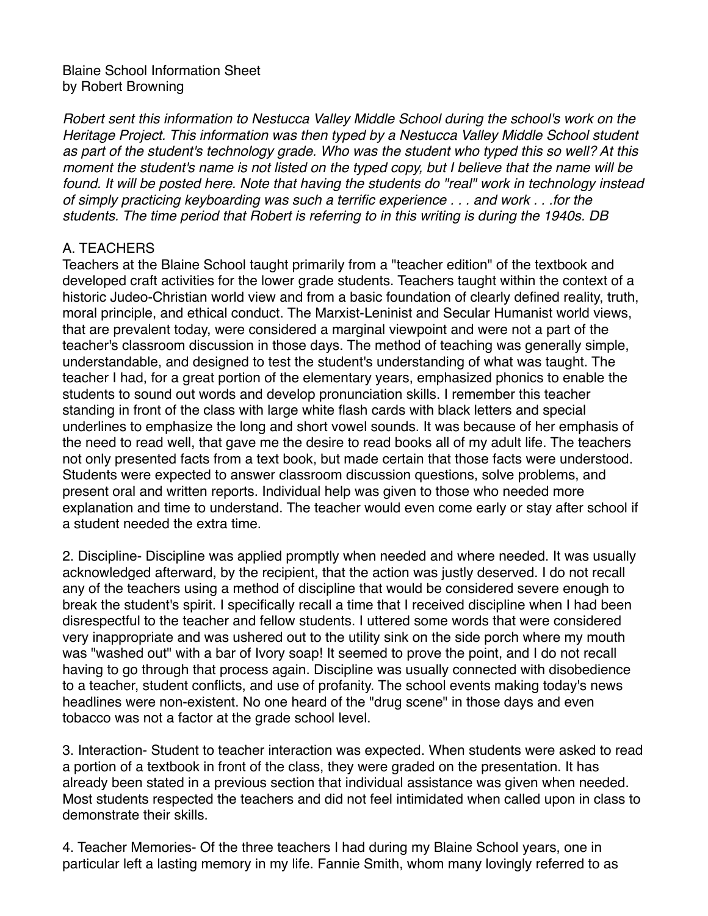Blaine School Information Sheet
by Robert Browning

*Robert sent this information to Nestucca Valley Middle School during the school's work on the Heritage Project. This information was then typed by a Nestucca Valley Middle School student as part of the student's technology grade. Who was the student who typed this so well? At this moment the student's name is not listed on the typed copy, but I believe that the name will be found. It will be posted here. Note that having the students do "real" work in technology instead of simply practicing keyboarding was such a terrific experience . . . and work . . .for the students. The time period that Robert is referring to in this writing is during the 1940s. DB*

A. TEACHERS
Teachers at the Blaine School taught primarily from a "teacher edition" of the textbook and developed craft activities for the lower grade students. Teachers taught within the context of a historic Judeo-Christian world view and from a basic foundation of clearly defined reality, truth, moral principle, and ethical conduct. The Marxist-Leninist and Secular Humanist world views, that are prevalent today, were considered a marginal viewpoint and were not a part of the teacher's classroom discussion in those days. The method of teaching was generally simple, understandable, and designed to test the student's understanding of what was taught. The teacher I had, for a great portion of the elementary years, emphasized phonics to enable the students to sound out words and develop pronunciation skills. I remember this teacher standing in front of the class with large white flash cards with black letters and special underlines to emphasize the long and short vowel sounds. It was because of her emphasis of the need to read well, that gave me the desire to read books all of my adult life. The teachers not only presented facts from a text book, but made certain that those facts were understood. Students were expected to answer classroom discussion questions, solve problems, and present oral and written reports. Individual help was given to those who needed more explanation and time to understand. The teacher would even come early or stay after school if a student needed the extra time.

2. Discipline- Discipline was applied promptly when needed and where needed. It was usually acknowledged afterward, by the recipient, that the action was justly deserved. I do not recall any of the teachers using a method of discipline that would be considered severe enough to break the student's spirit. I specifically recall a time that I received discipline when I had been disrespectful to the teacher and fellow students. I uttered some words that were considered very inappropriate and was ushered out to the utility sink on the side porch where my mouth was "washed out" with a bar of Ivory soap! It seemed to prove the point, and I do not recall having to go through that process again. Discipline was usually connected with disobedience to a teacher, student conflicts, and use of profanity. The school events making today's news headlines were non-existent. No one heard of the "drug scene" in those days and even tobacco was not a factor at the grade school level.

3. Interaction- Student to teacher interaction was expected. When students were asked to read a portion of a textbook in front of the class, they were graded on the presentation. It has already been stated in a previous section that individual assistance was given when needed. Most students respected the teachers and did not feel intimidated when called upon in class to demonstrate their skills.

4. Teacher Memories- Of the three teachers I had during my Blaine School years, one in particular left a lasting memory in my life. Fannie Smith, whom many lovingly referred to as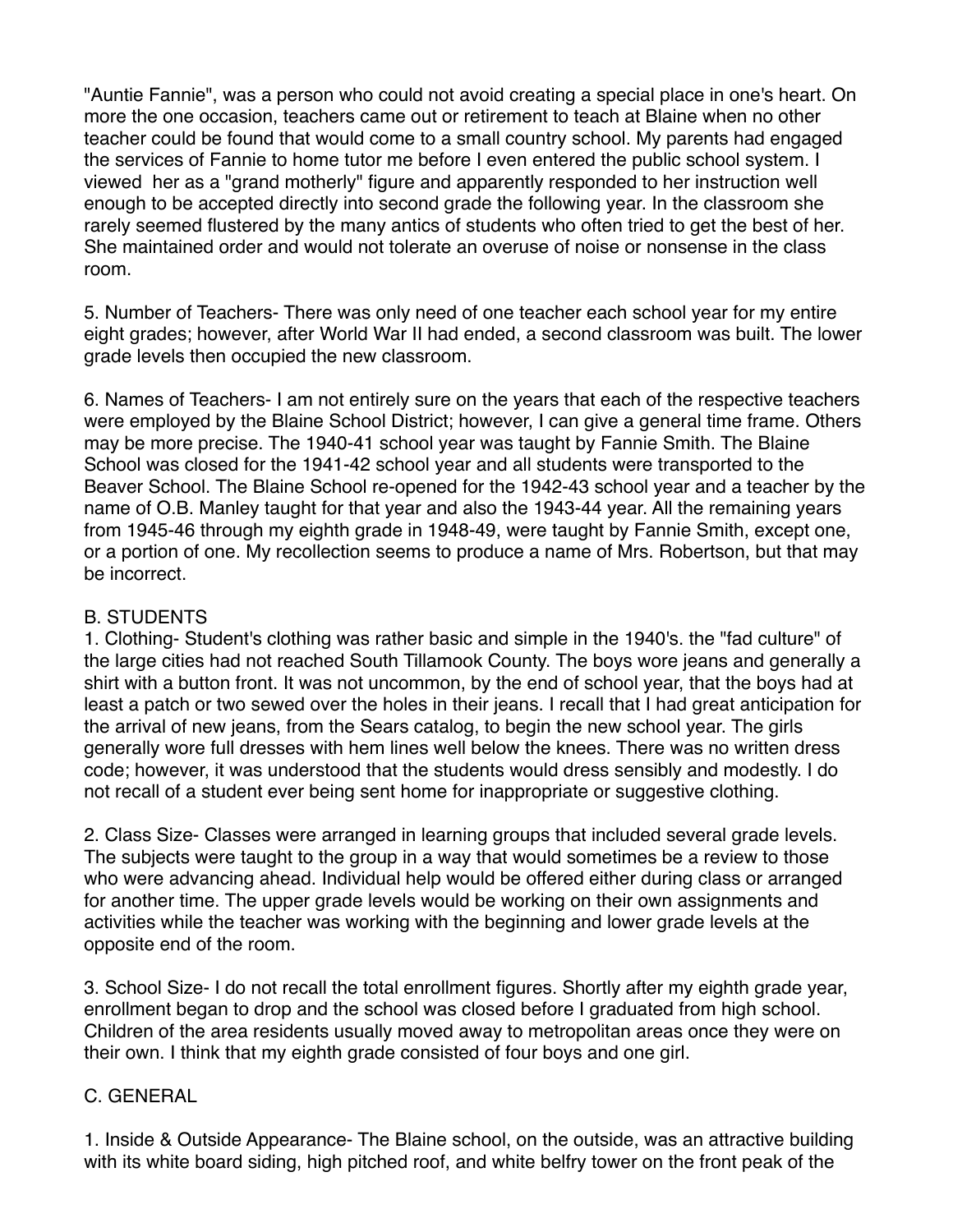"Auntie Fannie", was a person who could not avoid creating a special place in one's heart. On more the one occasion, teachers came out or retirement to teach at Blaine when no other teacher could be found that would come to a small country school. My parents had engaged the services of Fannie to home tutor me before I even entered the public school system. I viewed her as a "grand motherly" figure and apparently responded to her instruction well enough to be accepted directly into second grade the following year. In the classroom she rarely seemed flustered by the many antics of students who often tried to get the best of her. She maintained order and would not tolerate an overuse of noise or nonsense in the class room.

5. Number of Teachers- There was only need of one teacher each school year for my entire eight grades; however, after World War II had ended, a second classroom was built. The lower grade levels then occupied the new classroom.

6. Names of Teachers- I am not entirely sure on the years that each of the respective teachers were employed by the Blaine School District; however, I can give a general time frame. Others may be more precise. The 1940-41 school year was taught by Fannie Smith. The Blaine School was closed for the 1941-42 school year and all students were transported to the Beaver School. The Blaine School re-opened for the 1942-43 school year and a teacher by the name of O.B. Manley taught for that year and also the 1943-44 year. All the remaining years from 1945-46 through my eighth grade in 1948-49, were taught by Fannie Smith, except one, or a portion of one. My recollection seems to produce a name of Mrs. Robertson, but that may be incorrect.

B. STUDENTS

1. Clothing- Student's clothing was rather basic and simple in the 1940's. the "fad culture" of the large cities had not reached South Tillamook County. The boys wore jeans and generally a shirt with a button front. It was not uncommon, by the end of school year, that the boys had at least a patch or two sewed over the holes in their jeans. I recall that I had great anticipation for the arrival of new jeans, from the Sears catalog, to begin the new school year. The girls generally wore full dresses with hem lines well below the knees. There was no written dress code; however, it was understood that the students would dress sensibly and modestly. I do not recall of a student ever being sent home for inappropriate or suggestive clothing.

2. Class Size- Classes were arranged in learning groups that included several grade levels. The subjects were taught to the group in a way that would sometimes be a review to those who were advancing ahead. Individual help would be offered either during class or arranged for another time. The upper grade levels would be working on their own assignments and activities while the teacher was working with the beginning and lower grade levels at the opposite end of the room.

3. School Size- I do not recall the total enrollment figures. Shortly after my eighth grade year, enrollment began to drop and the school was closed before I graduated from high school. Children of the area residents usually moved away to metropolitan areas once they were on their own. I think that my eighth grade consisted of four boys and one girl.

C. GENERAL

1. Inside & Outside Appearance- The Blaine school, on the outside, was an attractive building with its white board siding, high pitched roof, and white belfry tower on the front peak of the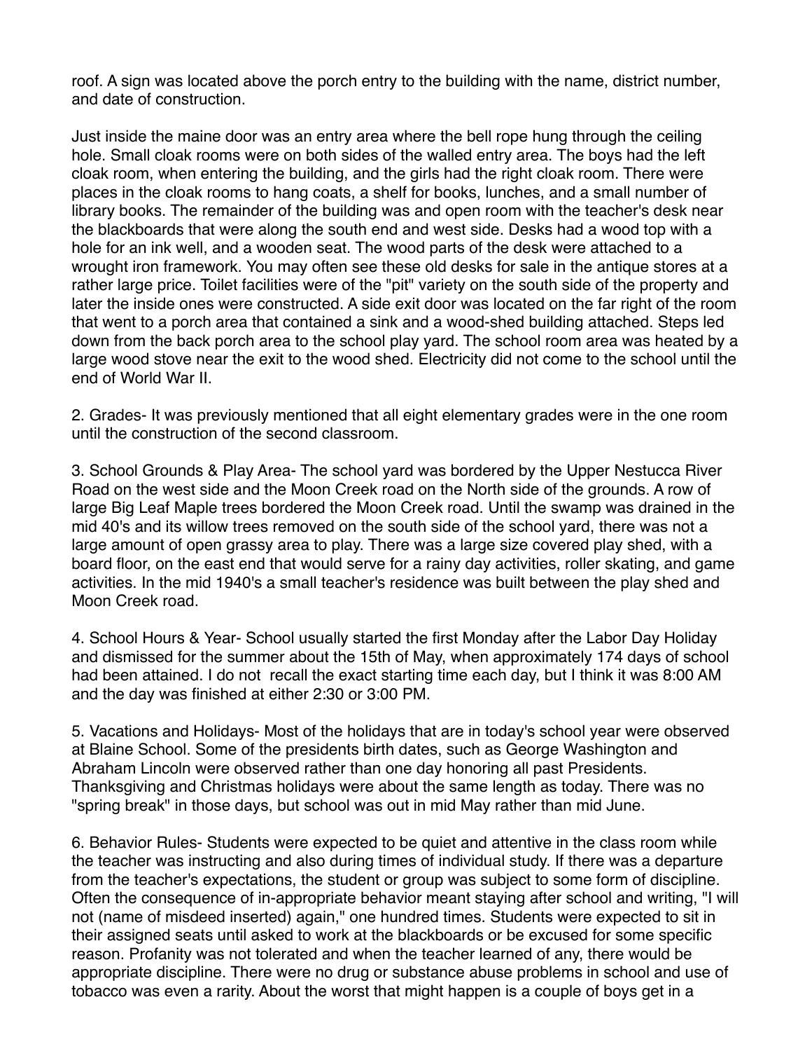roof. A sign was located above the porch entry to the building with the name, district number, and date of construction.

Just inside the maine door was an entry area where the bell rope hung through the ceiling hole. Small cloak rooms were on both sides of the walled entry area. The boys had the left cloak room, when entering the building, and the girls had the right cloak room. There were places in the cloak rooms to hang coats, a shelf for books, lunches, and a small number of library books. The remainder of the building was and open room with the teacher's desk near the blackboards that were along the south end and west side. Desks had a wood top with a hole for an ink well, and a wooden seat. The wood parts of the desk were attached to a wrought iron framework. You may often see these old desks for sale in the antique stores at a rather large price. Toilet facilities were of the "pit" variety on the south side of the property and later the inside ones were constructed. A side exit door was located on the far right of the room that went to a porch area that contained a sink and a wood-shed building attached. Steps led down from the back porch area to the school play yard. The school room area was heated by a large wood stove near the exit to the wood shed. Electricity did not come to the school until the end of World War II.

2. Grades- It was previously mentioned that all eight elementary grades were in the one room until the construction of the second classroom.

3. School Grounds & Play Area- The school yard was bordered by the Upper Nestucca River Road on the west side and the Moon Creek road on the North side of the grounds. A row of large Big Leaf Maple trees bordered the Moon Creek road. Until the swamp was drained in the mid 40's and its willow trees removed on the south side of the school yard, there was not a large amount of open grassy area to play. There was a large size covered play shed, with a board floor, on the east end that would serve for a rainy day activities, roller skating, and game activities. In the mid 1940's a small teacher's residence was built between the play shed and Moon Creek road.

4. School Hours & Year- School usually started the first Monday after the Labor Day Holiday and dismissed for the summer about the 15th of May, when approximately 174 days of school had been attained. I do not recall the exact starting time each day, but I think it was 8:00 AM and the day was finished at either 2:30 or 3:00 PM.

5. Vacations and Holidays- Most of the holidays that are in today's school year were observed at Blaine School. Some of the presidents birth dates, such as George Washington and Abraham Lincoln were observed rather than one day honoring all past Presidents. Thanksgiving and Christmas holidays were about the same length as today. There was no "spring break" in those days, but school was out in mid May rather than mid June.

6. Behavior Rules- Students were expected to be quiet and attentive in the class room while the teacher was instructing and also during times of individual study. If there was a departure from the teacher's expectations, the student or group was subject to some form of discipline. Often the consequence of in-appropriate behavior meant staying after school and writing, "I will not (name of misdeed inserted) again," one hundred times. Students were expected to sit in their assigned seats until asked to work at the blackboards or be excused for some specific reason. Profanity was not tolerated and when the teacher learned of any, there would be appropriate discipline. There were no drug or substance abuse problems in school and use of tobacco was even a rarity. About the worst that might happen is a couple of boys get in a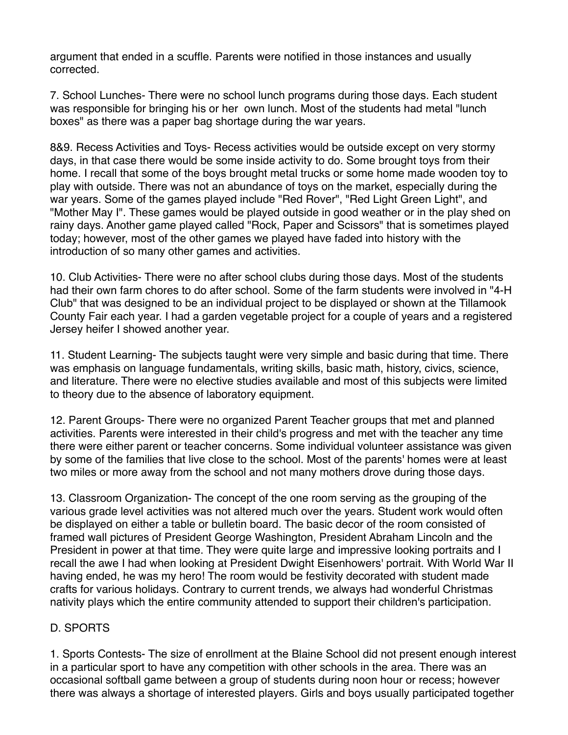argument that ended in a scuffle. Parents were notified in those instances and usually corrected.

7. School Lunches- There were no school lunch programs during those days. Each student was responsible for bringing his or her own lunch. Most of the students had metal "lunch boxes" as there was a paper bag shortage during the war years.

8&9. Recess Activities and Toys- Recess activities would be outside except on very stormy days, in that case there would be some inside activity to do. Some brought toys from their home. I recall that some of the boys brought metal trucks or some home made wooden toy to play with outside. There was not an abundance of toys on the market, especially during the war years. Some of the games played include "Red Rover", "Red Light Green Light", and "Mother May I". These games would be played outside in good weather or in the play shed on rainy days. Another game played called "Rock, Paper and Scissors" that is sometimes played today; however, most of the other games we played have faded into history with the introduction of so many other games and activities.

10. Club Activities- There were no after school clubs during those days. Most of the students had their own farm chores to do after school. Some of the farm students were involved in "4-H Club" that was designed to be an individual project to be displayed or shown at the Tillamook County Fair each year. I had a garden vegetable project for a couple of years and a registered Jersey heifer I showed another year.

11. Student Learning- The subjects taught were very simple and basic during that time. There was emphasis on language fundamentals, writing skills, basic math, history, civics, science, and literature. There were no elective studies available and most of this subjects were limited to theory due to the absence of laboratory equipment.

12. Parent Groups- There were no organized Parent Teacher groups that met and planned activities. Parents were interested in their child's progress and met with the teacher any time there were either parent or teacher concerns. Some individual volunteer assistance was given by some of the families that live close to the school. Most of the parents' homes were at least two miles or more away from the school and not many mothers drove during those days.

13. Classroom Organization- The concept of the one room serving as the grouping of the various grade level activities was not altered much over the years. Student work would often be displayed on either a table or bulletin board. The basic decor of the room consisted of framed wall pictures of President George Washington, President Abraham Lincoln and the President in power at that time. They were quite large and impressive looking portraits and I recall the awe I had when looking at President Dwight Eisenhowers' portrait. With World War II having ended, he was my hero! The room would be festivity decorated with student made crafts for various holidays. Contrary to current trends, we always had wonderful Christmas nativity plays which the entire community attended to support their children's participation.

D. SPORTS

1. Sports Contests- The size of enrollment at the Blaine School did not present enough interest in a particular sport to have any competition with other schools in the area. There was an occasional softball game between a group of students during noon hour or recess; however there was always a shortage of interested players. Girls and boys usually participated together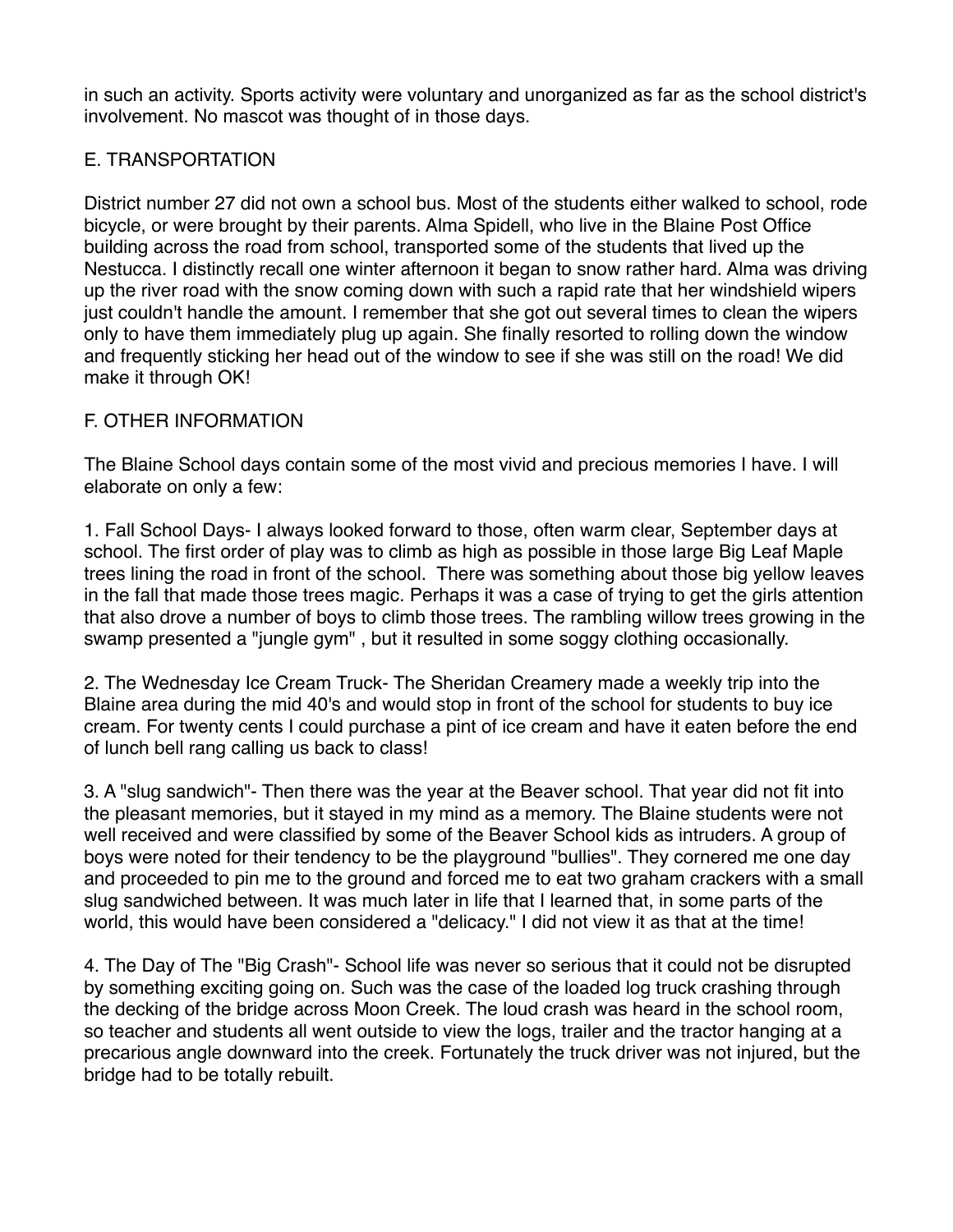in such an activity. Sports activity were voluntary and unorganized as far as the school district's involvement. No mascot was thought of in those days.

## E. TRANSPORTATION

District number 27 did not own a school bus. Most of the students either walked to school, rode bicycle, or were brought by their parents. Alma Spidell, who live in the Blaine Post Office building across the road from school, transported some of the students that lived up the Nestucca. I distinctly recall one winter afternoon it began to snow rather hard. Alma was driving up the river road with the snow coming down with such a rapid rate that her windshield wipers just couldn't handle the amount. I remember that she got out several times to clean the wipers only to have them immediately plug up again. She finally resorted to rolling down the window and frequently sticking her head out of the window to see if she was still on the road! We did make it through OK!

## F. OTHER INFORMATION

The Blaine School days contain some of the most vivid and precious memories I have. I will elaborate on only a few:

1. Fall School Days- I always looked forward to those, often warm clear, September days at school. The first order of play was to climb as high as possible in those large Big Leaf Maple trees lining the road in front of the school. There was something about those big yellow leaves in the fall that made those trees magic. Perhaps it was a case of trying to get the girls attention that also drove a number of boys to climb those trees. The rambling willow trees growing in the swamp presented a "jungle gym" , but it resulted in some soggy clothing occasionally.

2. The Wednesday Ice Cream Truck- The Sheridan Creamery made a weekly trip into the Blaine area during the mid 40's and would stop in front of the school for students to buy ice cream. For twenty cents I could purchase a pint of ice cream and have it eaten before the end of lunch bell rang calling us back to class!

3. A "slug sandwich"- Then there was the year at the Beaver school. That year did not fit into the pleasant memories, but it stayed in my mind as a memory. The Blaine students were not well received and were classified by some of the Beaver School kids as intruders. A group of boys were noted for their tendency to be the playground "bullies". They cornered me one day and proceeded to pin me to the ground and forced me to eat two graham crackers with a small slug sandwiched between. It was much later in life that I learned that, in some parts of the world, this would have been considered a "delicacy." I did not view it as that at the time!

4. The Day of The "Big Crash"- School life was never so serious that it could not be disrupted by something exciting going on. Such was the case of the loaded log truck crashing through the decking of the bridge across Moon Creek. The loud crash was heard in the school room, so teacher and students all went outside to view the logs, trailer and the tractor hanging at a precarious angle downward into the creek. Fortunately the truck driver was not injured, but the bridge had to be totally rebuilt.